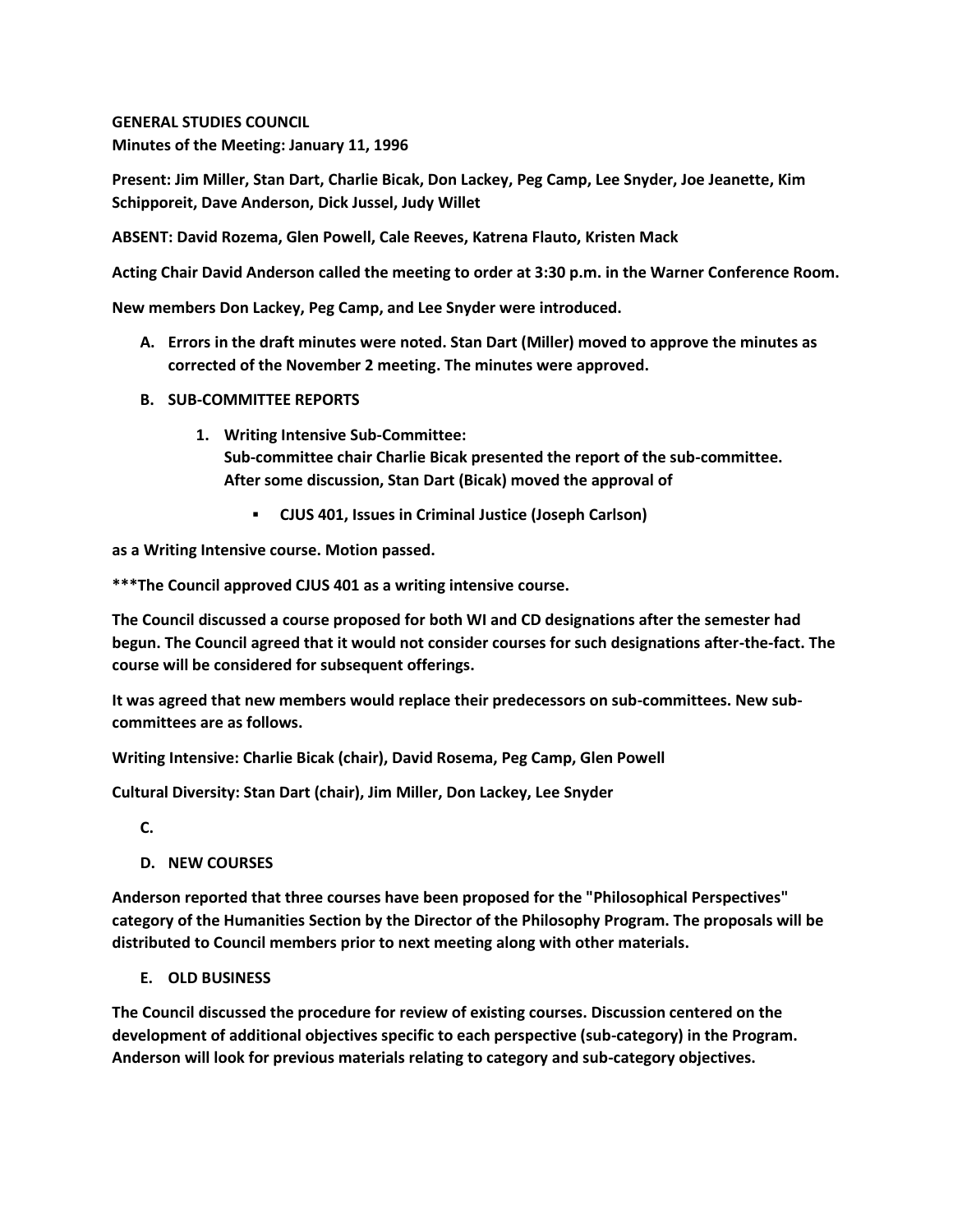**GENERAL STUDIES COUNCIL**
**Minutes of the Meeting: January 11, 1996**

**Present: Jim Miller, Stan Dart, Charlie Bicak, Don Lackey, Peg Camp, Lee Snyder, Joe Jeanette, Kim Schipporeit, Dave Anderson, Dick Jussel, Judy Willet**

**ABSENT: David Rozema, Glen Powell, Cale Reeves, Katrena Flauto, Kristen Mack**

**Acting Chair David Anderson called the meeting to order at 3:30 p.m. in the Warner Conference Room.**

**New members Don Lackey, Peg Camp, and Lee Snyder were introduced.**

A. **Errors in the draft minutes were noted. Stan Dart (Miller) moved to approve the minutes as corrected of the November 2 meeting. The minutes were approved.**

B. **SUB-COMMITTEE REPORTS**

   1. **Writing Intensive Sub-Committee:**
      **Sub-committee chair Charlie Bicak presented the report of the sub-committee. After some discussion, Stan Dart (Bicak) moved the approval of**

      - **CJUS 401, Issues in Criminal Justice (Joseph Carlson)**

**as a Writing Intensive course. Motion passed.**

**\*\*\*The Council approved CJUS 401 as a writing intensive course.**

**The Council discussed a course proposed for both WI and CD designations after the semester had begun. The Council agreed that it would not consider courses for such designations after-the-fact. The course will be considered for subsequent offerings.**

**It was agreed that new members would replace their predecessors on sub-committees. New sub-committees are as follows.**

**Writing Intensive: Charlie Bicak (chair), David Rosema, Peg Camp, Glen Powell**

**Cultural Diversity: Stan Dart (chair), Jim Miller, Don Lackey, Lee Snyder**

C.

D. **NEW COURSES**

**Anderson reported that three courses have been proposed for the "Philosophical Perspectives" category of the Humanities Section by the Director of the Philosophy Program. The proposals will be distributed to Council members prior to next meeting along with other materials.**

E. **OLD BUSINESS**

**The Council discussed the procedure for review of existing courses. Discussion centered on the development of additional objectives specific to each perspective (sub-category) in the Program. Anderson will look for previous materials relating to category and sub-category objectives.**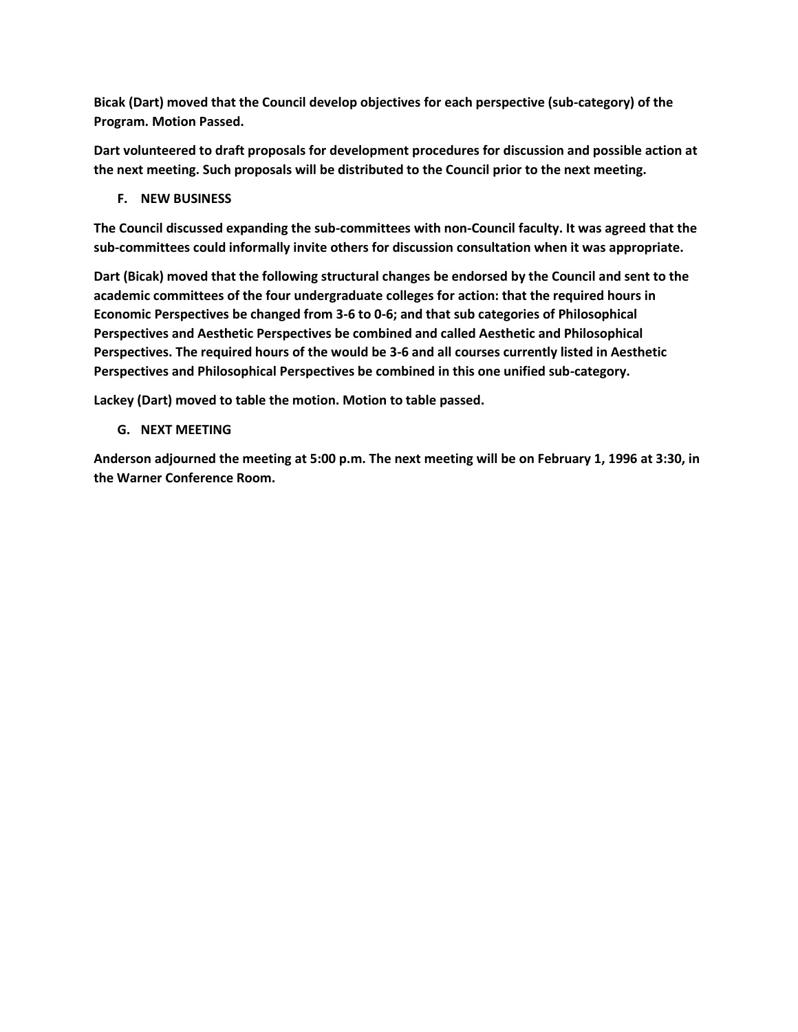**Bicak (Dart) moved that the Council develop objectives for each perspective (sub-category) of the Program. Motion Passed.**

**Dart volunteered to draft proposals for development procedures for discussion and possible action at the next meeting. Such proposals will be distributed to the Council prior to the next meeting.**

## F. NEW BUSINESS

**The Council discussed expanding the sub-committees with non-Council faculty. It was agreed that the sub-committees could informally invite others for discussion consultation when it was appropriate.**

**Dart (Bicak) moved that the following structural changes be endorsed by the Council and sent to the academic committees of the four undergraduate colleges for action: that the required hours in Economic Perspectives be changed from 3-6 to 0-6; and that sub categories of Philosophical Perspectives and Aesthetic Perspectives be combined and called Aesthetic and Philosophical Perspectives. The required hours of the would be 3-6 and all courses currently listed in Aesthetic Perspectives and Philosophical Perspectives be combined in this one unified sub-category.**

**Lackey (Dart) moved to table the motion. Motion to table passed.**

## G. NEXT MEETING

**Anderson adjourned the meeting at 5:00 p.m. The next meeting will be on February 1, 1996 at 3:30, in the Warner Conference Room.**